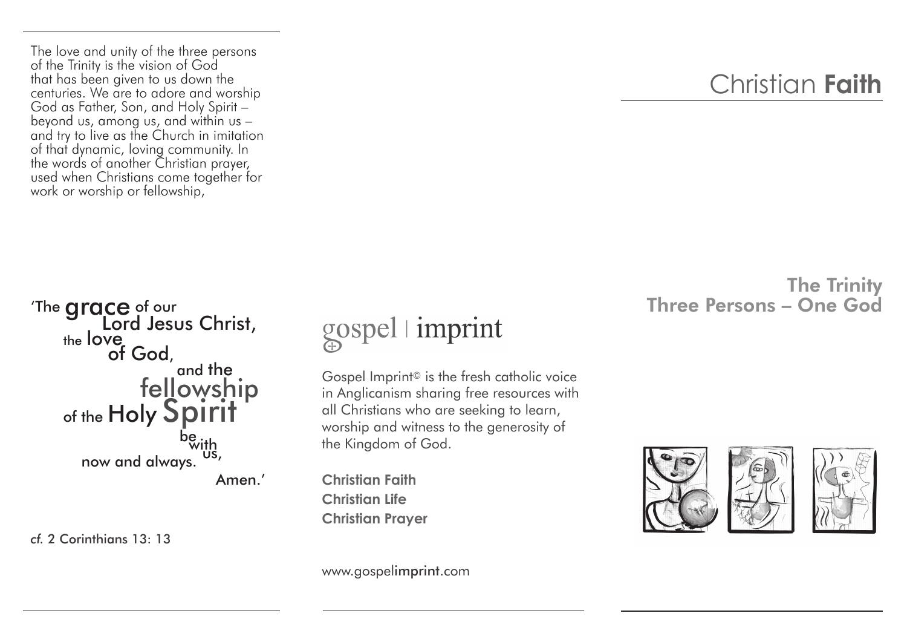The love and unity of the three persons of the Trinity is the vision of God that has been given to us down the centuries. We are to adore and worship God as Father, Son, and Holy Spirit – beyond us, among us, and within us – and try to live as the Church in imitation of that dynamic, loving community. In the words of another Christian prayer, used when Christians come together for work or worship or fellowship,

'The **grace** of our Lord Jesus Christ,
the **love** of God,
and the **fellowship**
of the **Holy Spirit**
be with us,
now and always.
Amen.'

*cf.* 2 Corinthians 13: 13

gospel | imprint

Gospel Imprint© is the fresh catholic voice in Anglicanism sharing free resources with all Christians who are seeking to learn, worship and witness to the generosity of the Kingdom of God.

**Christian Faith**
**Christian Life**
**Christian Prayer**

www.gospelimprint.com

# Christian **Faith**

## The Trinity
## Three Persons – One God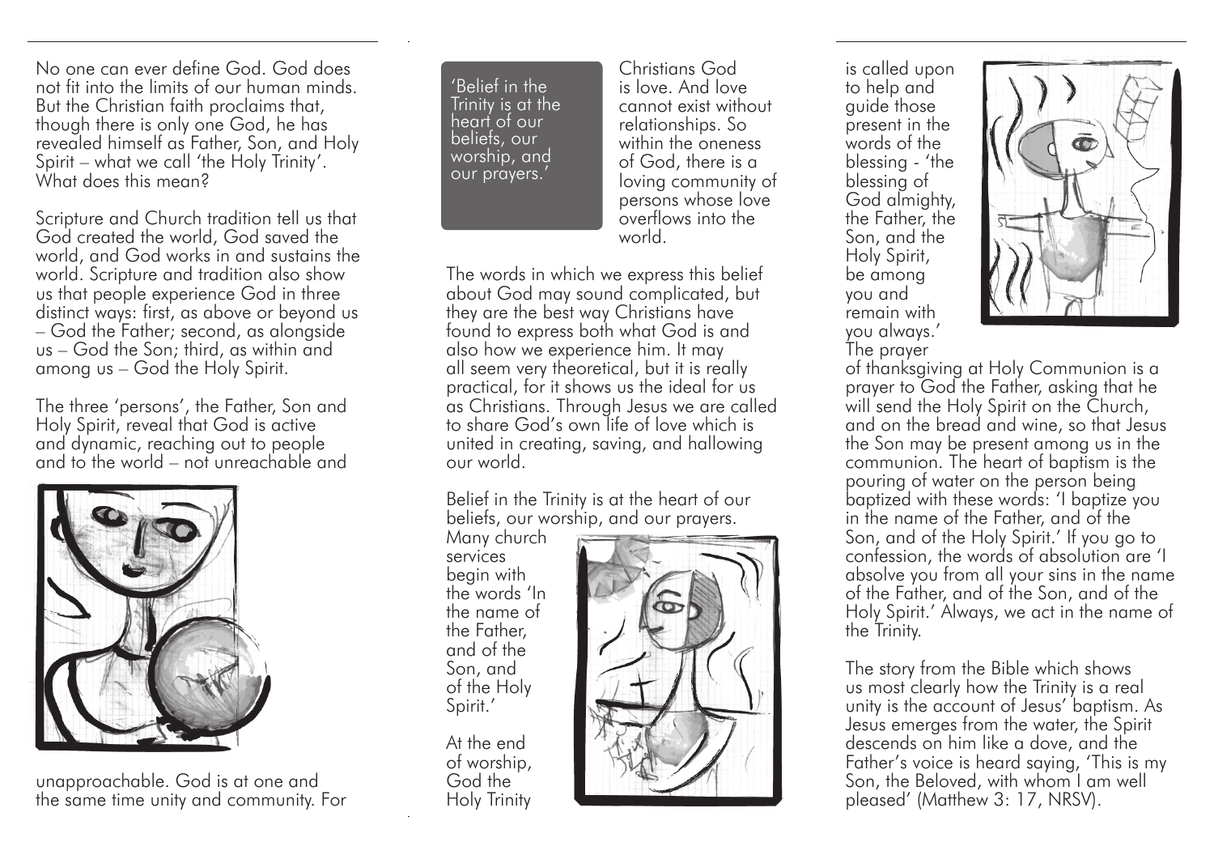No one can ever define God. God does not fit into the limits of our human minds. But the Christian faith proclaims that, though there is only one God, he has revealed himself as Father, Son, and Holy Spirit – what we call 'the Holy Trinity'. What does this mean?

Scripture and Church tradition tell us that God created the world, God saved the world, and God works in and sustains the world. Scripture and tradition also show us that people experience God in three distinct ways: first, as above or beyond us – God the Father; second, as alongside us – God the Son; third, as within and among us – God the Holy Spirit.

The three 'persons', the Father, Son and Holy Spirit, reveal that God is active and dynamic, reaching out to people and to the world – not unreachable and unapproachable. God is at one and the same time unity and community. For Christians God is love. And love cannot exist without relationships. So within the oneness of God, there is a loving community of persons whose love overflows into the world.

> 'Belief in the Trinity is at the heart of our beliefs, our worship, and our prayers.'

The words in which we express this belief about God may sound complicated, but they are the best way Christians have found to express both what God is and also how we experience him. It may all seem very theoretical, but it is really practical, for it shows us the ideal for us as Christians. Through Jesus we are called to share God's own life of love which is united in creating, saving, and hallowing our world.

Belief in the Trinity is at the heart of our beliefs, our worship, and our prayers. Many church services begin with the words 'In the name of the Father, and of the Son, and of the Holy Spirit.'

At the end of worship, God the Holy Trinity is called upon to help and guide those present in the words of the blessing - 'the blessing of God almighty, the Father, the Son, and the Holy Spirit, be among you and remain with you always.' The prayer of thanksgiving at Holy Communion is a prayer to God the Father, asking that he will send the Holy Spirit on the Church, and on the bread and wine, so that Jesus the Son may be present among us in the communion. The heart of baptism is the pouring of water on the person being baptized with these words: 'I baptize you in the name of the Father, and of the Son, and of the Holy Spirit.' If you go to confession, the words of absolution are 'I absolve you from all your sins in the name of the Father, and of the Son, and of the Holy Spirit.' Always, we act in the name of the Trinity.

The story from the Bible which shows us most clearly how the Trinity is a real unity is the account of Jesus' baptism. As Jesus emerges from the water, the Spirit descends on him like a dove, and the Father's voice is heard saying, 'This is my Son, the Beloved, with whom I am well pleased' (Matthew 3: 17, NRSV).